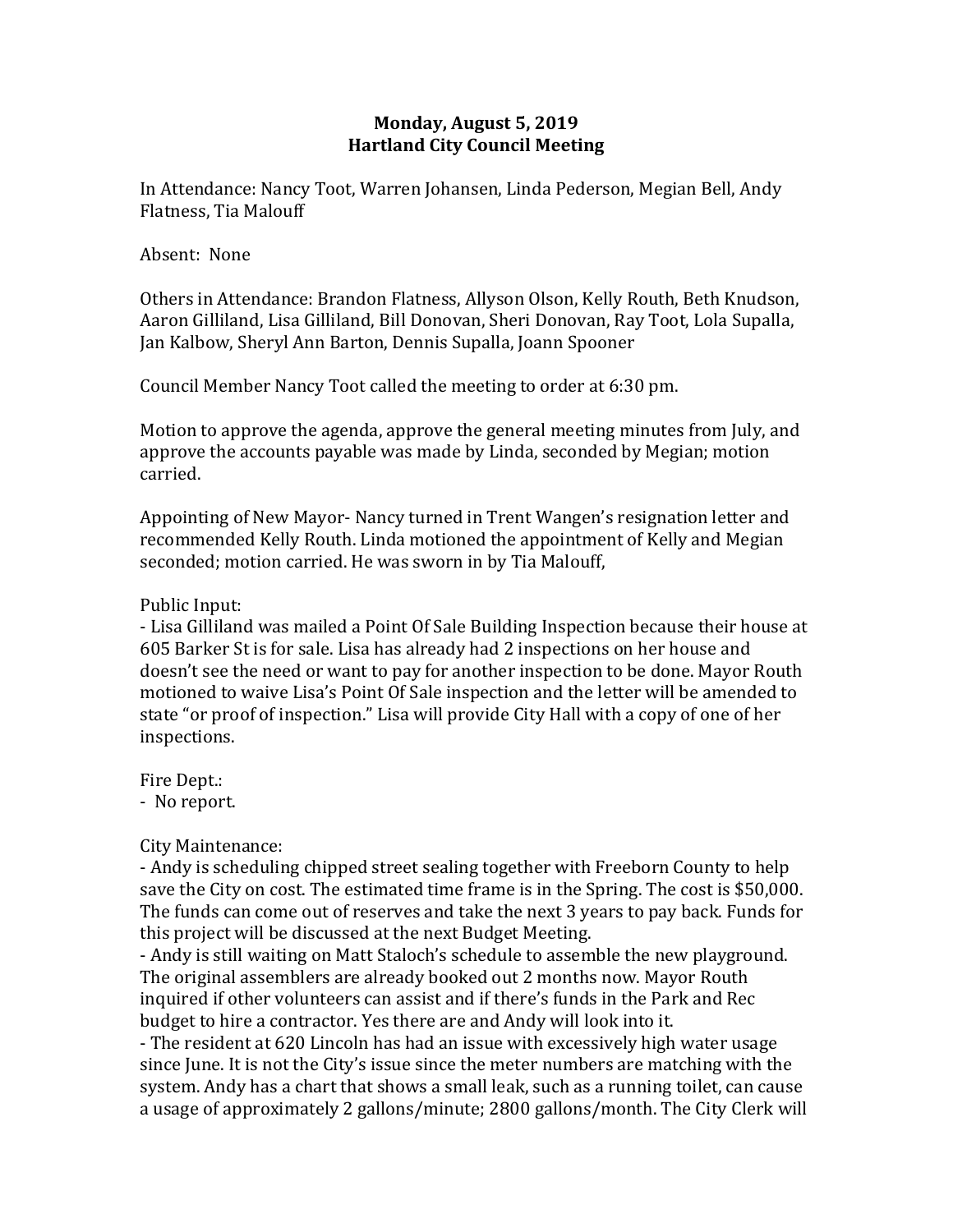**Monday, August 5, 2019**
**Hartland City Council Meeting**

In Attendance: Nancy Toot, Warren Johansen, Linda Pederson, Megian Bell, Andy Flatness, Tia Malouff

Absent: None

Others in Attendance: Brandon Flatness, Allyson Olson, Kelly Routh, Beth Knudson, Aaron Gilliland, Lisa Gilliland, Bill Donovan, Sheri Donovan, Ray Toot, Lola Supalla, Jan Kalbow, Sheryl Ann Barton, Dennis Supalla, Joann Spooner

Council Member Nancy Toot called the meeting to order at 6:30 pm.

Motion to approve the agenda, approve the general meeting minutes from July, and approve the accounts payable was made by Linda, seconded by Megian; motion carried.

Appointing of New Mayor- Nancy turned in Trent Wangen's resignation letter and recommended Kelly Routh. Linda motioned the appointment of Kelly and Megian seconded; motion carried. He was sworn in by Tia Malouff,

Public Input:
- Lisa Gilliland was mailed a Point Of Sale Building Inspection because their house at 605 Barker St is for sale. Lisa has already had 2 inspections on her house and doesn't see the need or want to pay for another inspection to be done. Mayor Routh motioned to waive Lisa's Point Of Sale inspection and the letter will be amended to state "or proof of inspection." Lisa will provide City Hall with a copy of one of her inspections.

Fire Dept.:
- No report.

City Maintenance:
- Andy is scheduling chipped street sealing together with Freeborn County to help save the City on cost. The estimated time frame is in the Spring. The cost is $50,000. The funds can come out of reserves and take the next 3 years to pay back. Funds for this project will be discussed at the next Budget Meeting.
- Andy is still waiting on Matt Staloch's schedule to assemble the new playground. The original assemblers are already booked out 2 months now. Mayor Routh inquired if other volunteers can assist and if there's funds in the Park and Rec budget to hire a contractor. Yes there are and Andy will look into it.
- The resident at 620 Lincoln has had an issue with excessively high water usage since June. It is not the City's issue since the meter numbers are matching with the system. Andy has a chart that shows a small leak, such as a running toilet, can cause a usage of approximately 2 gallons/minute; 2800 gallons/month. The City Clerk will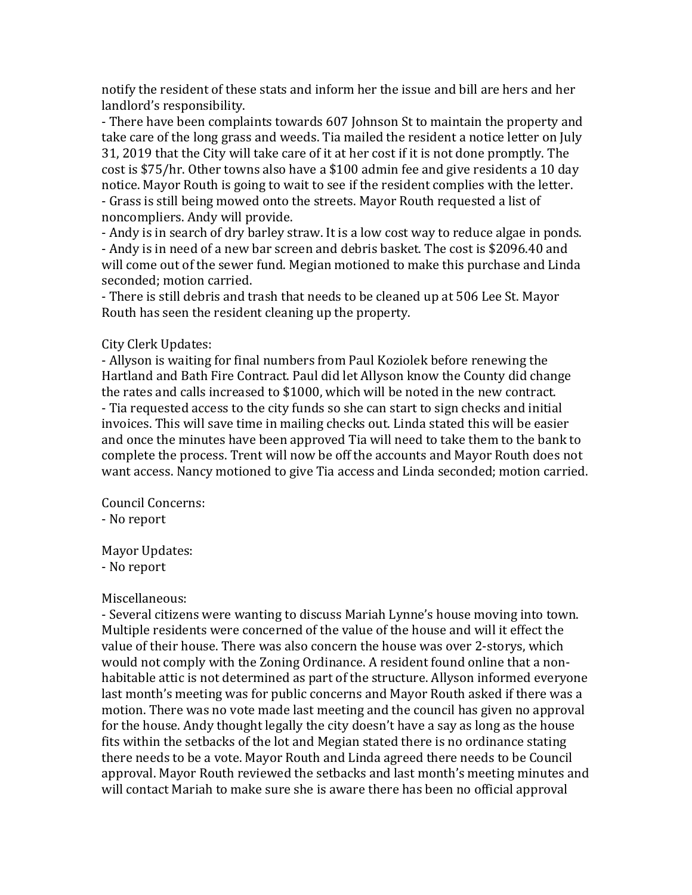notify the resident of these stats and inform her the issue and bill are hers and her landlord's responsibility.
- There have been complaints towards 607 Johnson St to maintain the property and take care of the long grass and weeds. Tia mailed the resident a notice letter on July 31, 2019 that the City will take care of it at her cost if it is not done promptly. The cost is $75/hr. Other towns also have a $100 admin fee and give residents a 10 day notice. Mayor Routh is going to wait to see if the resident complies with the letter.
- Grass is still being mowed onto the streets. Mayor Routh requested a list of noncompliers. Andy will provide.
- Andy is in search of dry barley straw. It is a low cost way to reduce algae in ponds.
- Andy is in need of a new bar screen and debris basket. The cost is $2096.40 and will come out of the sewer fund. Megian motioned to make this purchase and Linda seconded; motion carried.
- There is still debris and trash that needs to be cleaned up at 506 Lee St. Mayor Routh has seen the resident cleaning up the property.

City Clerk Updates:
- Allyson is waiting for final numbers from Paul Koziolek before renewing the Hartland and Bath Fire Contract. Paul did let Allyson know the County did change the rates and calls increased to $1000, which will be noted in the new contract.
- Tia requested access to the city funds so she can start to sign checks and initial invoices. This will save time in mailing checks out. Linda stated this will be easier and once the minutes have been approved Tia will need to take them to the bank to complete the process. Trent will now be off the accounts and Mayor Routh does not want access. Nancy motioned to give Tia access and Linda seconded; motion carried.

Council Concerns:
- No report

Mayor Updates:
- No report

Miscellaneous:
- Several citizens were wanting to discuss Mariah Lynne's house moving into town. Multiple residents were concerned of the value of the house and will it effect the value of their house. There was also concern the house was over 2-storys, which would not comply with the Zoning Ordinance. A resident found online that a non-habitable attic is not determined as part of the structure. Allyson informed everyone last month's meeting was for public concerns and Mayor Routh asked if there was a motion. There was no vote made last meeting and the council has given no approval for the house. Andy thought legally the city doesn't have a say as long as the house fits within the setbacks of the lot and Megian stated there is no ordinance stating there needs to be a vote. Mayor Routh and Linda agreed there needs to be Council approval. Mayor Routh reviewed the setbacks and last month's meeting minutes and will contact Mariah to make sure she is aware there has been no official approval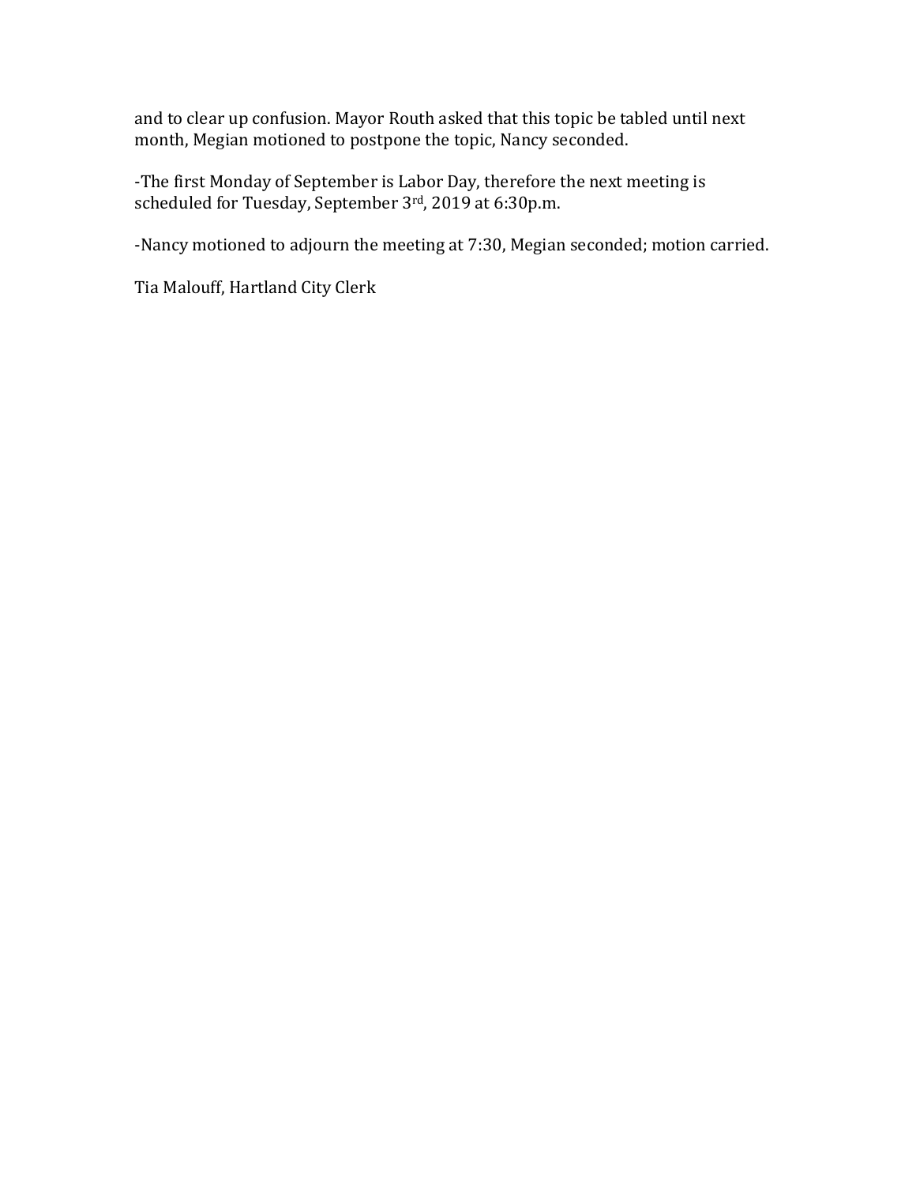and to clear up confusion. Mayor Routh asked that this topic be tabled until next month, Megian motioned to postpone the topic, Nancy seconded.

-The first Monday of September is Labor Day, therefore the next meeting is scheduled for Tuesday, September 3rd, 2019 at 6:30p.m.

-Nancy motioned to adjourn the meeting at 7:30, Megian seconded; motion carried.

Tia Malouff, Hartland City Clerk